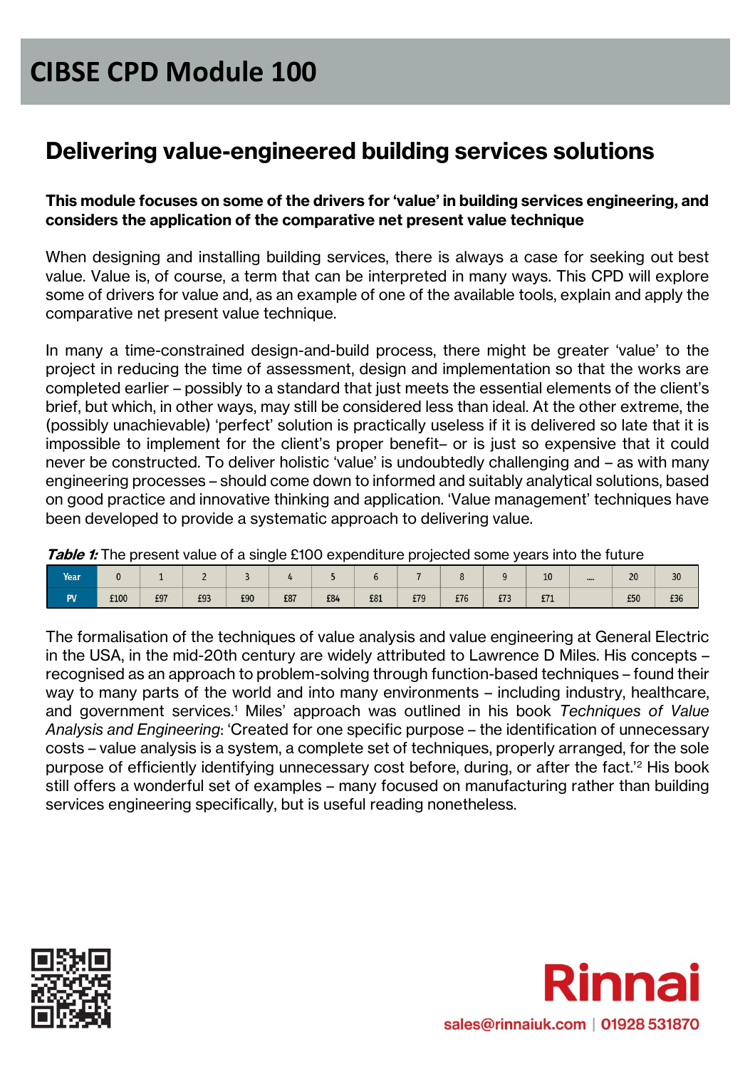# CIBSE CPD Module 100

## Delivering value-engineered building services solutions

**This module focuses on some of the drivers for 'value' in building services engineering, and considers the application of the comparative net present value technique**

When designing and installing building services, there is always a case for seeking out best value. Value is, of course, a term that can be interpreted in many ways. This CPD will explore some of drivers for value and, as an example of one of the available tools, explain and apply the comparative net present value technique.

In many a time-constrained design-and-build process, there might be greater 'value' to the project in reducing the time of assessment, design and implementation so that the works are completed earlier – possibly to a standard that just meets the essential elements of the client's brief, but which, in other ways, may still be considered less than ideal. At the other extreme, the (possibly unachievable) 'perfect' solution is practically useless if it is delivered so late that it is impossible to implement for the client's proper benefit– or is just so expensive that it could never be constructed. To deliver holistic 'value' is undoubtedly challenging and – as with many engineering processes – should come down to informed and suitably analytical solutions, based on good practice and innovative thinking and application. 'Value management' techniques have been developed to provide a systematic approach to delivering value.

***Table 1:*** The present value of a single £100 expenditure projected some years into the future

| Year | 0 | 1 | 2 | 3 | 4 | 5 | 6 | 7 | 8 | 9 | 10 | .... | 20 | 30 |
|---|---|---|---|---|---|---|---|---|---|---|---|---|---|---|
| PV | £100 | £97 | £93 | £90 | £87 | £84 | £81 | £79 | £76 | £73 | £71 | | £50 | £36 |

The formalisation of the techniques of value analysis and value engineering at General Electric in the USA, in the mid-20th century are widely attributed to Lawrence D Miles. His concepts – recognised as an approach to problem-solving through function-based techniques – found their way to many parts of the world and into many environments – including industry, healthcare, and government services.[1] Miles' approach was outlined in his book *Techniques of Value Analysis and Engineering*: 'Created for one specific purpose – the identification of unnecessary costs – value analysis is a system, a complete set of techniques, properly arranged, for the sole purpose of efficiently identifying unnecessary cost before, during, or after the fact.'[2] His book still offers a wonderful set of examples – many focused on manufacturing rather than building services engineering specifically, but is useful reading nonetheless.

Rinnai

sales@rinnaiuk.com | 01928 531870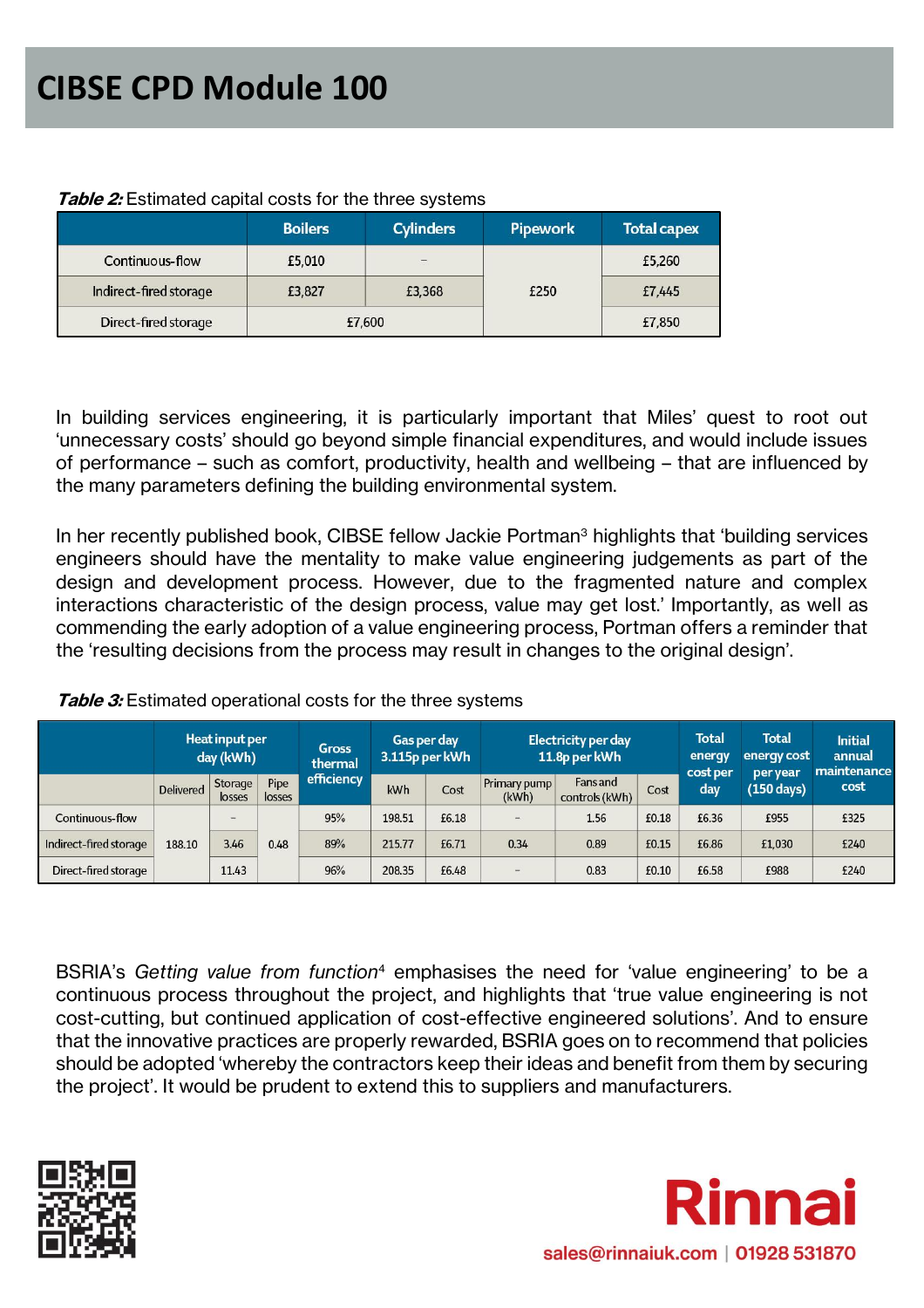**Table 2:** Estimated capital costs for the three systems

| | Boilers | Cylinders | Pipework | Total capex |
|---|---|---|---|---|
| Continuous-flow | £5,010 | – | £250 | £5,260 |
| Indirect-fired storage | £3,827 | £3,368 | | £7,445 |
| Direct-fired storage | £7,600 | | | £7,850 |

In building services engineering, it is particularly important that Miles' quest to root out 'unnecessary costs' should go beyond simple financial expenditures, and would include issues of performance – such as comfort, productivity, health and wellbeing – that are influenced by the many parameters defining the building environmental system.

In her recently published book, CIBSE fellow Jackie Portman[3] highlights that 'building services engineers should have the mentality to make value engineering judgements as part of the design and development process. However, due to the fragmented nature and complex interactions characteristic of the design process, value may get lost.' Importantly, as well as commending the early adoption of a value engineering process, Portman offers a reminder that the 'resulting decisions from the process may result in changes to the original design'.

**Table 3:** Estimated operational costs for the three systems

| | Heat input per day (kWh) | | | Gross thermal efficiency | Gas per day 3.115p per kWh | | Electricity per day 11.8p per kWh | | | Total energy cost per day | Total energy cost per year (150 days) | Initial annual maintenance cost |
|---|---|---|---|---|---|---|---|---|---|---|---|---|
| | Delivered | Storage losses | Pipe losses | | kWh | Cost | Primary pump (kWh) | Fans and controls (kWh) | Cost | | | |
| Continuous-flow | 188.10 | – | 0.48 | 95% | 198.51 | £6.18 | – | 1.56 | £0.18 | £6.36 | £955 | £325 |
| Indirect-fired storage | | 3.46 | | 89% | 215.77 | £6.71 | 0.34 | 0.89 | £0.15 | £6.86 | £1,030 | £240 |
| Direct-fired storage | | 11.43 | | 96% | 208.35 | £6.48 | – | 0.83 | £0.10 | £6.58 | £988 | £240 |

BSRIA's *Getting value from function*[4] emphasises the need for 'value engineering' to be a continuous process throughout the project, and highlights that 'true value engineering is not cost-cutting, but continued application of cost-effective engineered solutions'. And to ensure that the innovative practices are properly rewarded, BSRIA goes on to recommend that policies should be adopted 'whereby the contractors keep their ideas and benefit from them by securing the project'. It would be prudent to extend this to suppliers and manufacturers.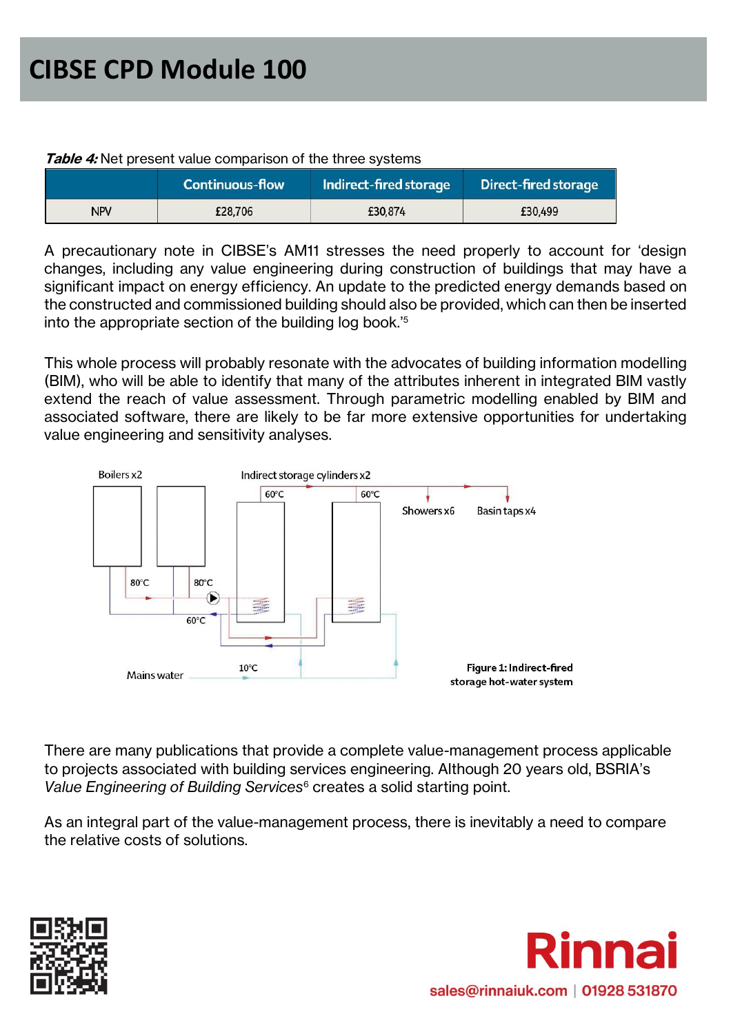***Table 4:*** Net present value comparison of the three systems

| | Continuous-flow | Indirect-fired storage | Direct-fired storage |
|---|---|---|---|
| NPV | £28,706 | £30,874 | £30,499 |

A precautionary note in CIBSE's AM11 stresses the need properly to account for 'design changes, including any value engineering during construction of buildings that may have a significant impact on energy efficiency. An update to the predicted energy demands based on the constructed and commissioned building should also be provided, which can then be inserted into the appropriate section of the building log book.'[5]

This whole process will probably resonate with the advocates of building information modelling (BIM), who will be able to identify that many of the attributes inherent in integrated BIM vastly extend the reach of value assessment. Through parametric modelling enabled by BIM and associated software, there are likely to be far more extensive opportunities for undertaking value engineering and sensitivity analyses.

Boilers x2

Indirect storage cylinders x2

60°C

60°C

Showers x6

Basin taps x4

80°C

80°C

60°C

Mains water

10°C

**Figure 1: Indirect-fired storage hot-water system**

There are many publications that provide a complete value-management process applicable to projects associated with building services engineering. Although 20 years old, BSRIA's *Value Engineering of Building Services*[6] creates a solid starting point.

As an integral part of the value-management process, there is inevitably a need to compare the relative costs of solutions.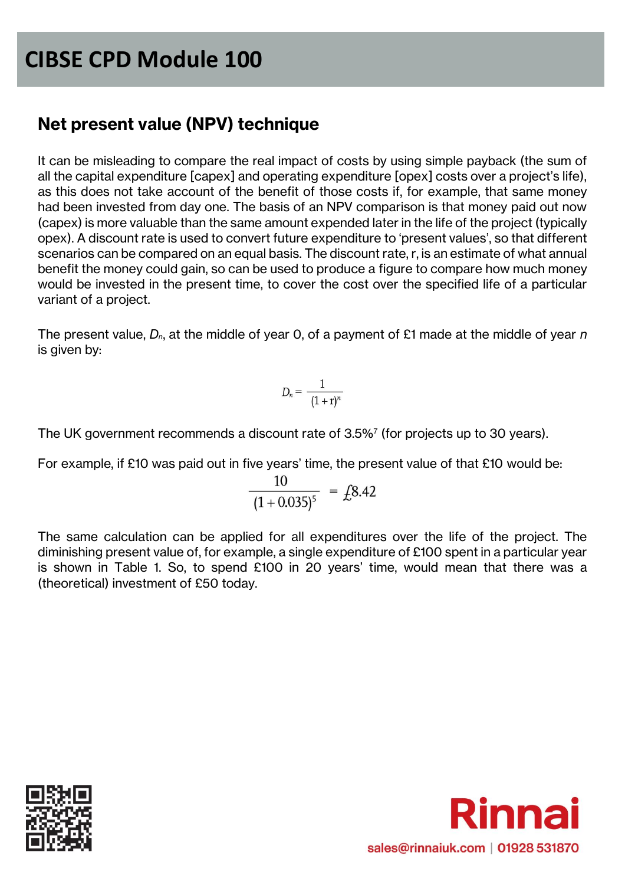## Net present value (NPV) technique

It can be misleading to compare the real impact of costs by using simple payback (the sum of all the capital expenditure [capex] and operating expenditure [opex] costs over a project's life), as this does not take account of the benefit of those costs if, for example, that same money had been invested from day one. The basis of an NPV comparison is that money paid out now (capex) is more valuable than the same amount expended later in the life of the project (typically opex). A discount rate is used to convert future expenditure to 'present values', so that different scenarios can be compared on an equal basis. The discount rate, r, is an estimate of what annual benefit the money could gain, so can be used to produce a figure to compare how much money would be invested in the present time, to cover the cost over the specified life of a particular variant of a project.

The present value, $D_n$, at the middle of year 0, of a payment of £1 made at the middle of year $n$ is given by:

$$D_n = \frac{1}{(1+r)^n}$$

The UK government recommends a discount rate of 3.5%[7] (for projects up to 30 years).

For example, if £10 was paid out in five years' time, the present value of that £10 would be:

$$\frac{10}{(1+0.035)^5} = £8.42$$

The same calculation can be applied for all expenditures over the life of the project. The diminishing present value of, for example, a single expenditure of £100 spent in a particular year is shown in Table 1. So, to spend £100 in 20 years' time, would mean that there was a (theoretical) investment of £50 today.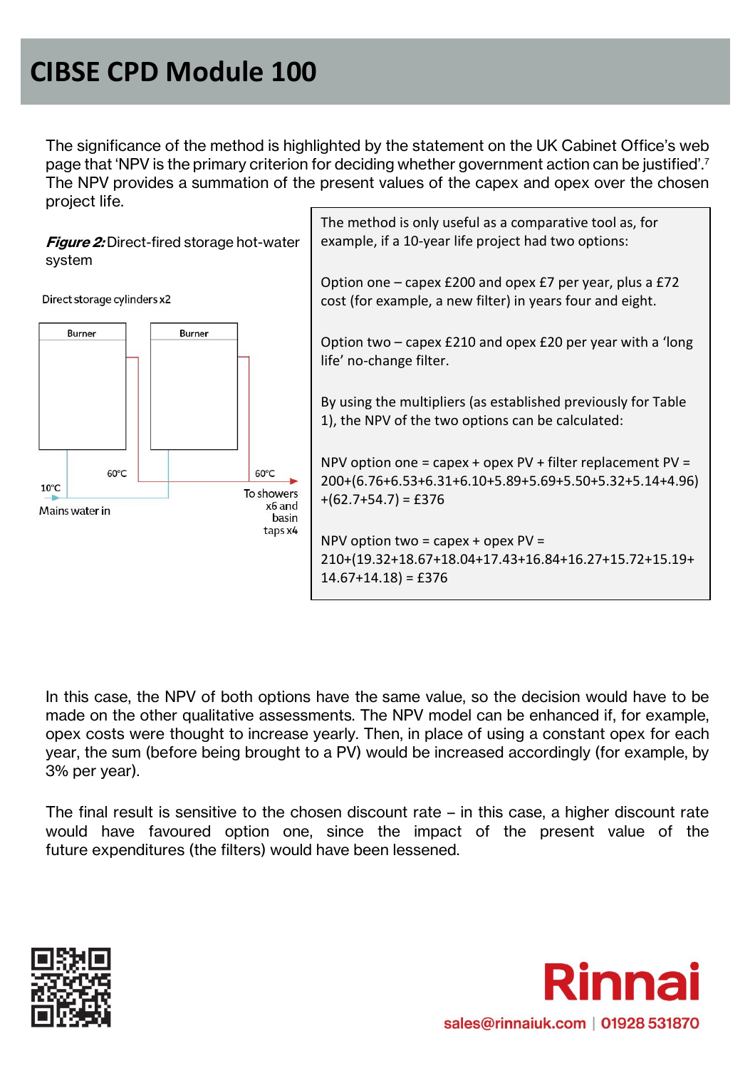The significance of the method is highlighted by the statement on the UK Cabinet Office's web page that 'NPV is the primary criterion for deciding whether government action can be justified'.[7] The NPV provides a summation of the present values of the capex and opex over the chosen project life.

***Figure 2:*** Direct-fired storage hot-water system

Direct storage cylinders x2

Burner

Burner

60°C

60°C

10°C

Mains water in

To showers x6 and basin taps x4

> The method is only useful as a comparative tool as, for example, if a 10-year life project had two options:
>
> Option one – capex £200 and opex £7 per year, plus a £72 cost (for example, a new filter) in years four and eight.
>
> Option two – capex £210 and opex £20 per year with a 'long life' no-change filter.
>
> By using the multipliers (as established previously for Table 1), the NPV of the two options can be calculated:
>
> NPV option one = capex + opex PV + filter replacement PV = 200+(6.76+6.53+6.31+6.10+5.89+5.69+5.50+5.32+5.14+4.96) +(62.7+54.7) = £376
>
> NPV option two = capex + opex PV = 210+(19.32+18.67+18.04+17.43+16.84+16.27+15.72+15.19+ 14.67+14.18) = £376

In this case, the NPV of both options have the same value, so the decision would have to be made on the other qualitative assessments. The NPV model can be enhanced if, for example, opex costs were thought to increase yearly. Then, in place of using a constant opex for each year, the sum (before being brought to a PV) would be increased accordingly (for example, by 3% per year).

The final result is sensitive to the chosen discount rate – in this case, a higher discount rate would have favoured option one, since the impact of the present value of the future expenditures (the filters) would have been lessened.

**Rinnai**

sales@rinnaiuk.com | 01928 531870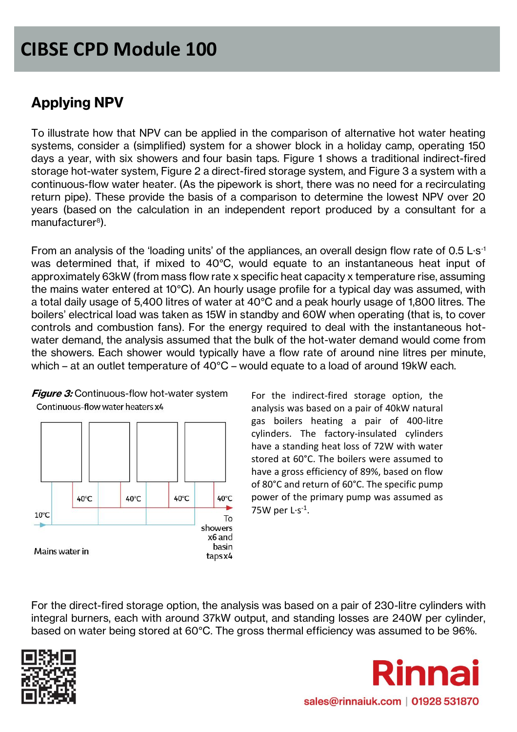## Applying NPV

To illustrate how that NPV can be applied in the comparison of alternative hot water heating systems, consider a (simplified) system for a shower block in a holiday camp, operating 150 days a year, with six showers and four basin taps. Figure 1 shows a traditional indirect-fired storage hot-water system, Figure 2 a direct-fired storage system, and Figure 3 a system with a continuous-flow water heater. (As the pipework is short, there was no need for a recirculating return pipe). These provide the basis of a comparison to determine the lowest NPV over 20 years (based on the calculation in an independent report produced by a consultant for a manufacturer[8]).

From an analysis of the 'loading units' of the appliances, an overall design flow rate of 0.5 $L \cdot s^{-1}$ was determined that, if mixed to 40°C, would equate to an instantaneous heat input of approximately 63kW (from mass flow rate x specific heat capacity x temperature rise, assuming the mains water entered at 10°C). An hourly usage profile for a typical day was assumed, with a total daily usage of 5,400 litres of water at 40°C and a peak hourly usage of 1,800 litres. The boilers' electrical load was taken as 15W in standby and 60W when operating (that is, to cover controls and combustion fans). For the energy required to deal with the instantaneous hot-water demand, the analysis assumed that the bulk of the hot-water demand would come from the showers. Each shower would typically have a flow rate of around nine litres per minute, which – at an outlet temperature of 40°C – would equate to a load of around 19kW each.

***Figure 3:*** Continuous-flow hot-water system

Continuous-flow water heaters x4

40°C 40°C 40°C 40°C

10°C

Mains water in

To showers x6 and basin taps x4

For the indirect-fired storage option, the analysis was based on a pair of 40kW natural gas boilers heating a pair of 400-litre cylinders. The factory-insulated cylinders have a standing heat loss of 72W with water stored at 60°C. The boilers were assumed to have a gross efficiency of 89%, based on flow of 80°C and return of 60°C. The specific pump power of the primary pump was assumed as 75W per $L \cdot s^{-1}$.

For the direct-fired storage option, the analysis was based on a pair of 230-litre cylinders with integral burners, each with around 37kW output, and standing losses are 240W per cylinder, based on water being stored at 60°C. The gross thermal efficiency was assumed to be 96%.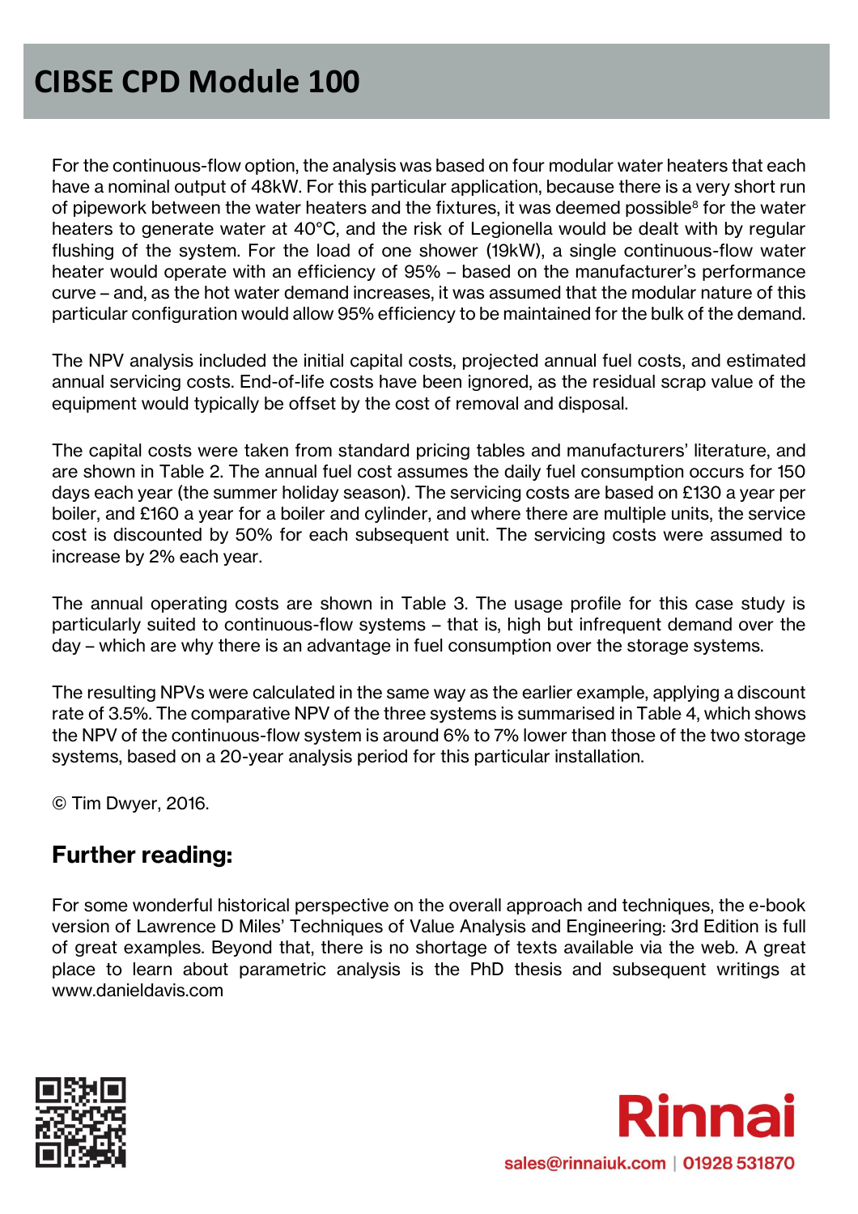For the continuous-flow option, the analysis was based on four modular water heaters that each have a nominal output of 48kW. For this particular application, because there is a very short run of pipework between the water heaters and the fixtures, it was deemed possible[8] for the water heaters to generate water at 40°C, and the risk of Legionella would be dealt with by regular flushing of the system. For the load of one shower (19kW), a single continuous-flow water heater would operate with an efficiency of 95% – based on the manufacturer's performance curve – and, as the hot water demand increases, it was assumed that the modular nature of this particular configuration would allow 95% efficiency to be maintained for the bulk of the demand.

The NPV analysis included the initial capital costs, projected annual fuel costs, and estimated annual servicing costs. End-of-life costs have been ignored, as the residual scrap value of the equipment would typically be offset by the cost of removal and disposal.

The capital costs were taken from standard pricing tables and manufacturers' literature, and are shown in Table 2. The annual fuel cost assumes the daily fuel consumption occurs for 150 days each year (the summer holiday season). The servicing costs are based on £130 a year per boiler, and £160 a year for a boiler and cylinder, and where there are multiple units, the service cost is discounted by 50% for each subsequent unit. The servicing costs were assumed to increase by 2% each year.

The annual operating costs are shown in Table 3. The usage profile for this case study is particularly suited to continuous-flow systems – that is, high but infrequent demand over the day – which are why there is an advantage in fuel consumption over the storage systems.

The resulting NPVs were calculated in the same way as the earlier example, applying a discount rate of 3.5%. The comparative NPV of the three systems is summarised in Table 4, which shows the NPV of the continuous-flow system is around 6% to 7% lower than those of the two storage systems, based on a 20-year analysis period for this particular installation.

© Tim Dwyer, 2016.

## Further reading:

For some wonderful historical perspective on the overall approach and techniques, the e-book version of Lawrence D Miles' Techniques of Value Analysis and Engineering: 3rd Edition is full of great examples. Beyond that, there is no shortage of texts available via the web. A great place to learn about parametric analysis is the PhD thesis and subsequent writings at www.danieldavis.com

Rinnai

sales@rinnaiuk.com | 01928 531870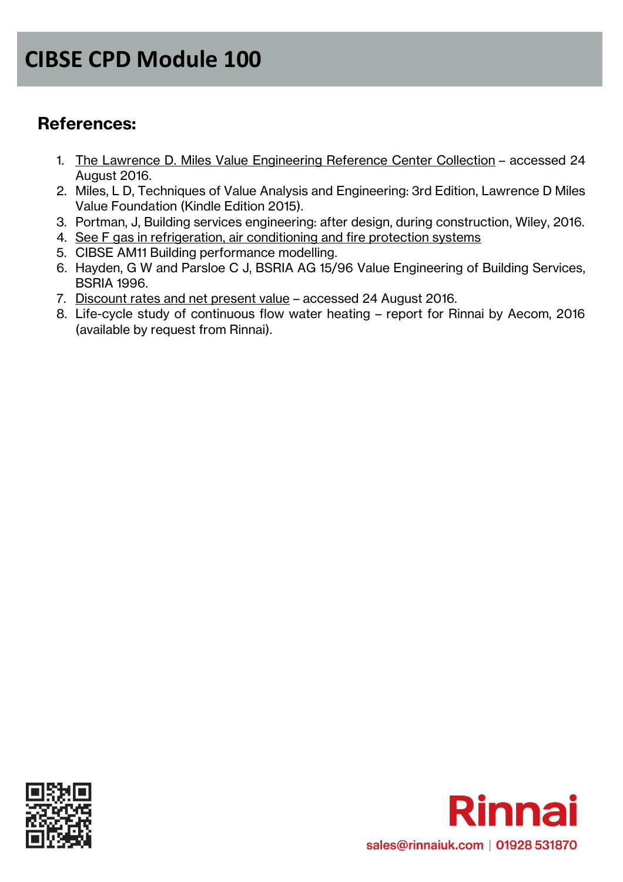# CIBSE CPD Module 100

## References:

1. The Lawrence D. Miles Value Engineering Reference Center Collection – accessed 24 August 2016.
2. Miles, L D, Techniques of Value Analysis and Engineering: 3rd Edition, Lawrence D Miles Value Foundation (Kindle Edition 2015).
3. Portman, J, Building services engineering: after design, during construction, Wiley, 2016.
4. See F gas in refrigeration, air conditioning and fire protection systems
5. CIBSE AM11 Building performance modelling.
6. Hayden, G W and Parsloe C J, BSRIA AG 15/96 Value Engineering of Building Services, BSRIA 1996.
7. Discount rates and net present value – accessed 24 August 2016.
8. Life-cycle study of continuous flow water heating – report for Rinnai by Aecom, 2016 (available by request from Rinnai).

Rinnai

sales@rinnaiuk.com | 01928 531870